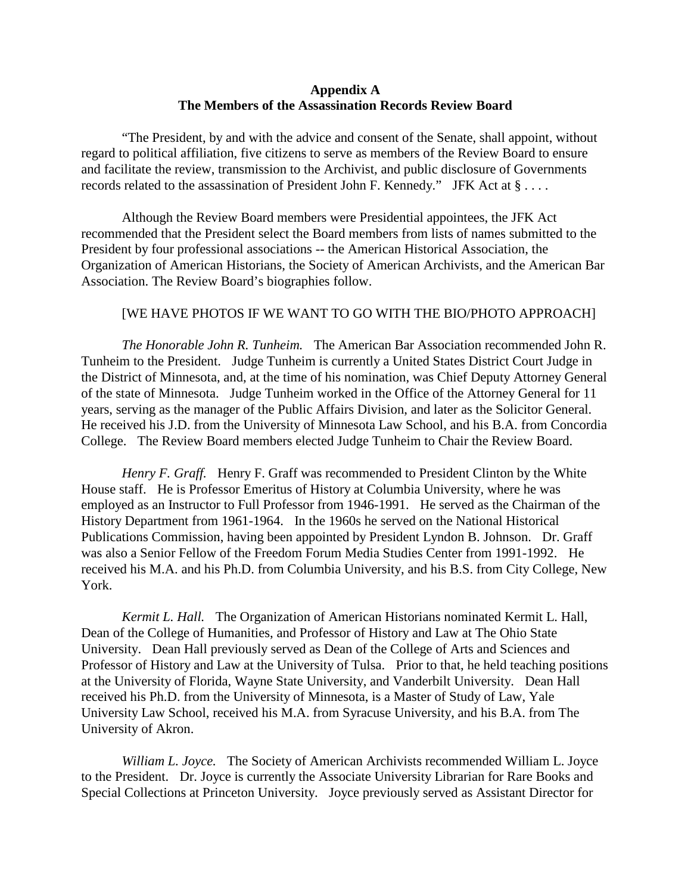**Appendix A**
**The Members of the Assassination Records Review Board**

"The President, by and with the advice and consent of the Senate, shall appoint, without regard to political affiliation, five citizens to serve as members of the Review Board to ensure and facilitate the review, transmission to the Archivist, and public disclosure of Governments records related to the assassination of President John F. Kennedy." JFK Act at § . . . .

Although the Review Board members were Presidential appointees, the JFK Act recommended that the President select the Board members from lists of names submitted to the President by four professional associations -- the American Historical Association, the Organization of American Historians, the Society of American Archivists, and the American Bar Association. The Review Board's biographies follow.

[WE HAVE PHOTOS IF WE WANT TO GO WITH THE BIO/PHOTO APPROACH]

*The Honorable John R. Tunheim.* The American Bar Association recommended John R. Tunheim to the President. Judge Tunheim is currently a United States District Court Judge in the District of Minnesota, and, at the time of his nomination, was Chief Deputy Attorney General of the state of Minnesota. Judge Tunheim worked in the Office of the Attorney General for 11 years, serving as the manager of the Public Affairs Division, and later as the Solicitor General. He received his J.D. from the University of Minnesota Law School, and his B.A. from Concordia College. The Review Board members elected Judge Tunheim to Chair the Review Board.

*Henry F. Graff.* Henry F. Graff was recommended to President Clinton by the White House staff. He is Professor Emeritus of History at Columbia University, where he was employed as an Instructor to Full Professor from 1946-1991. He served as the Chairman of the History Department from 1961-1964. In the 1960s he served on the National Historical Publications Commission, having been appointed by President Lyndon B. Johnson. Dr. Graff was also a Senior Fellow of the Freedom Forum Media Studies Center from 1991-1992. He received his M.A. and his Ph.D. from Columbia University, and his B.S. from City College, New York.

*Kermit L. Hall.* The Organization of American Historians nominated Kermit L. Hall, Dean of the College of Humanities, and Professor of History and Law at The Ohio State University. Dean Hall previously served as Dean of the College of Arts and Sciences and Professor of History and Law at the University of Tulsa. Prior to that, he held teaching positions at the University of Florida, Wayne State University, and Vanderbilt University. Dean Hall received his Ph.D. from the University of Minnesota, is a Master of Study of Law, Yale University Law School, received his M.A. from Syracuse University, and his B.A. from The University of Akron.

*William L. Joyce.* The Society of American Archivists recommended William L. Joyce to the President. Dr. Joyce is currently the Associate University Librarian for Rare Books and Special Collections at Princeton University. Joyce previously served as Assistant Director for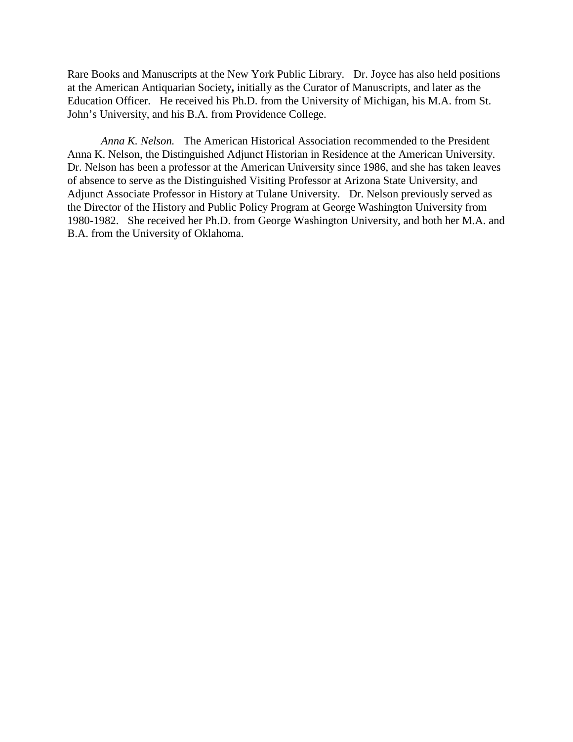Rare Books and Manuscripts at the New York Public Library. Dr. Joyce has also held positions at the American Antiquarian Society**,** initially as the Curator of Manuscripts, and later as the Education Officer. He received his Ph.D. from the University of Michigan, his M.A. from St. John's University, and his B.A. from Providence College.

*Anna K. Nelson.* The American Historical Association recommended to the President Anna K. Nelson, the Distinguished Adjunct Historian in Residence at the American University. Dr. Nelson has been a professor at the American University since 1986, and she has taken leaves of absence to serve as the Distinguished Visiting Professor at Arizona State University, and Adjunct Associate Professor in History at Tulane University. Dr. Nelson previously served as the Director of the History and Public Policy Program at George Washington University from 1980-1982. She received her Ph.D. from George Washington University, and both her M.A. and B.A. from the University of Oklahoma.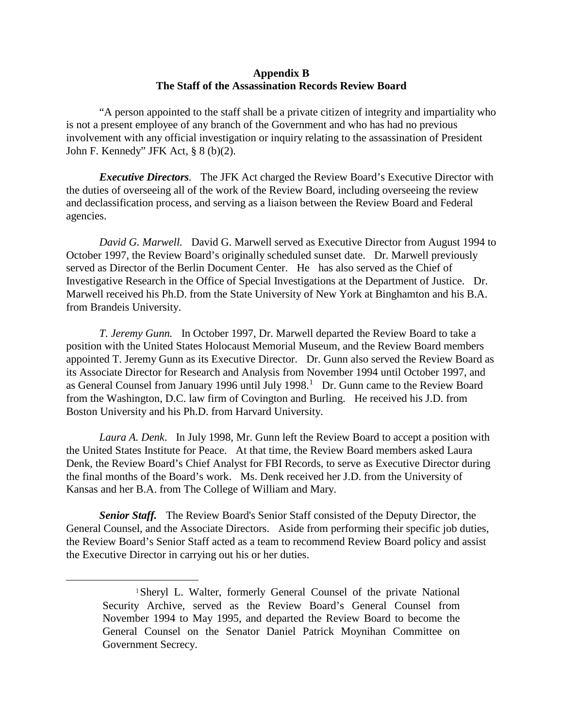## Appendix B
## The Staff of the Assassination Records Review Board

"A person appointed to the staff shall be a private citizen of integrity and impartiality who is not a present employee of any branch of the Government and who has had no previous involvement with any official investigation or inquiry relating to the assassination of President John F. Kennedy" JFK Act, § 8 (b)(2).

***Executive Directors***. The JFK Act charged the Review Board's Executive Director with the duties of overseeing all of the work of the Review Board, including overseeing the review and declassification process, and serving as a liaison between the Review Board and Federal agencies.

*David G. Marwell.* David G. Marwell served as Executive Director from August 1994 to October 1997, the Review Board's originally scheduled sunset date. Dr. Marwell previously served as Director of the Berlin Document Center. He has also served as the Chief of Investigative Research in the Office of Special Investigations at the Department of Justice. Dr. Marwell received his Ph.D. from the State University of New York at Binghamton and his B.A. from Brandeis University.

*T. Jeremy Gunn.* In October 1997, Dr. Marwell departed the Review Board to take a position with the United States Holocaust Memorial Museum, and the Review Board members appointed T. Jeremy Gunn as its Executive Director. Dr. Gunn also served the Review Board as its Associate Director for Research and Analysis from November 1994 until October 1997, and as General Counsel from January 1996 until July 1998.[1] Dr. Gunn came to the Review Board from the Washington, D.C. law firm of Covington and Burling. He received his J.D. from Boston University and his Ph.D. from Harvard University.

*Laura A. Denk*. In July 1998, Mr. Gunn left the Review Board to accept a position with the United States Institute for Peace. At that time, the Review Board members asked Laura Denk, the Review Board's Chief Analyst for FBI Records, to serve as Executive Director during the final months of the Board's work. Ms. Denk received her J.D. from the University of Kansas and her B.A. from The College of William and Mary.

***Senior Staff.*** The Review Board's Senior Staff consisted of the Deputy Director, the General Counsel, and the Associate Directors. Aside from performing their specific job duties, the Review Board's Senior Staff acted as a team to recommend Review Board policy and assist the Executive Director in carrying out his or her duties.

---

[1] Sheryl L. Walter, formerly General Counsel of the private National Security Archive, served as the Review Board's General Counsel from November 1994 to May 1995, and departed the Review Board to become the General Counsel on the Senator Daniel Patrick Moynihan Committee on Government Secrecy.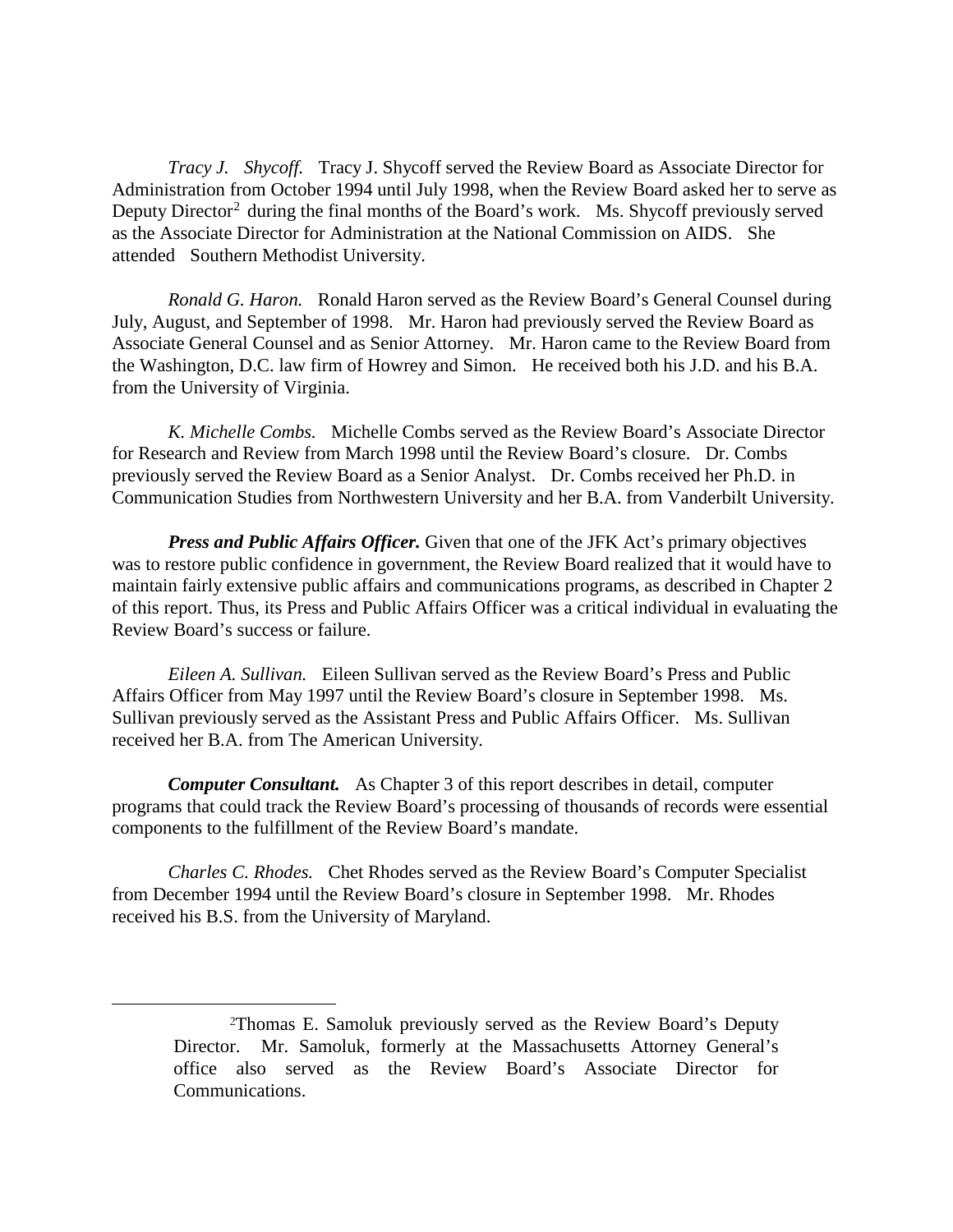*Tracy J. Shycoff.* Tracy J. Shycoff served the Review Board as Associate Director for Administration from October 1994 until July 1998, when the Review Board asked her to serve as Deputy Director[2] during the final months of the Board's work. Ms. Shycoff previously served as the Associate Director for Administration at the National Commission on AIDS. She attended Southern Methodist University.

*Ronald G. Haron.* Ronald Haron served as the Review Board's General Counsel during July, August, and September of 1998. Mr. Haron had previously served the Review Board as Associate General Counsel and as Senior Attorney. Mr. Haron came to the Review Board from the Washington, D.C. law firm of Howrey and Simon. He received both his J.D. and his B.A. from the University of Virginia.

*K. Michelle Combs.* Michelle Combs served as the Review Board's Associate Director for Research and Review from March 1998 until the Review Board's closure. Dr. Combs previously served the Review Board as a Senior Analyst. Dr. Combs received her Ph.D. in Communication Studies from Northwestern University and her B.A. from Vanderbilt University.

***Press and Public Affairs Officer.*** Given that one of the JFK Act's primary objectives was to restore public confidence in government, the Review Board realized that it would have to maintain fairly extensive public affairs and communications programs, as described in Chapter 2 of this report. Thus, its Press and Public Affairs Officer was a critical individual in evaluating the Review Board's success or failure.

*Eileen A. Sullivan.* Eileen Sullivan served as the Review Board's Press and Public Affairs Officer from May 1997 until the Review Board's closure in September 1998. Ms. Sullivan previously served as the Assistant Press and Public Affairs Officer. Ms. Sullivan received her B.A. from The American University.

***Computer Consultant.*** As Chapter 3 of this report describes in detail, computer programs that could track the Review Board's processing of thousands of records were essential components to the fulfillment of the Review Board's mandate.

*Charles C. Rhodes.* Chet Rhodes served as the Review Board's Computer Specialist from December 1994 until the Review Board's closure in September 1998. Mr. Rhodes received his B.S. from the University of Maryland.

---

[2]Thomas E. Samoluk previously served as the Review Board's Deputy Director. Mr. Samoluk, formerly at the Massachusetts Attorney General's office also served as the Review Board's Associate Director for Communications.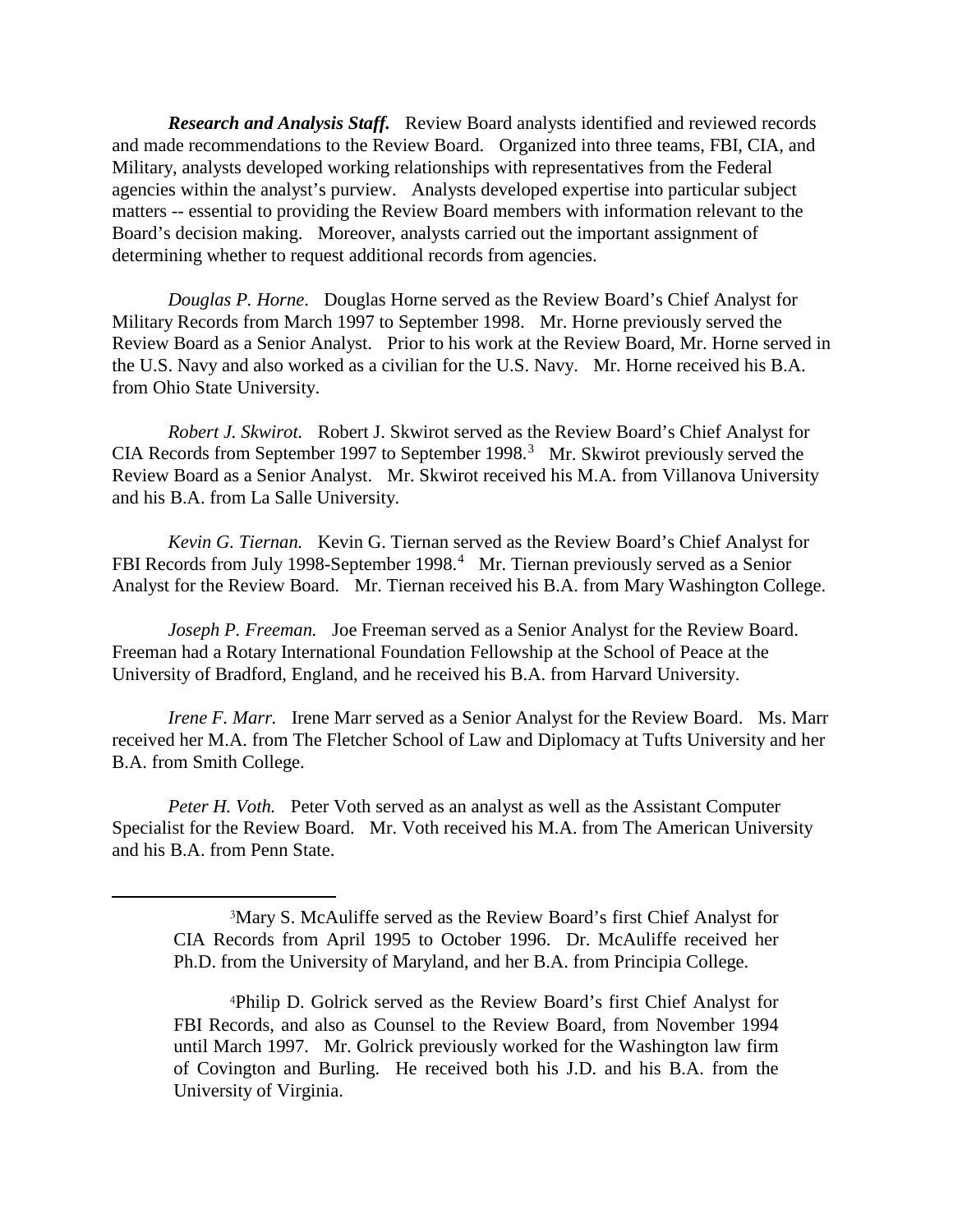***Research and Analysis Staff.*** Review Board analysts identified and reviewed records and made recommendations to the Review Board. Organized into three teams, FBI, CIA, and Military, analysts developed working relationships with representatives from the Federal agencies within the analyst's purview. Analysts developed expertise into particular subject matters -- essential to providing the Review Board members with information relevant to the Board's decision making. Moreover, analysts carried out the important assignment of determining whether to request additional records from agencies.

*Douglas P. Horne.* Douglas Horne served as the Review Board's Chief Analyst for Military Records from March 1997 to September 1998. Mr. Horne previously served the Review Board as a Senior Analyst. Prior to his work at the Review Board, Mr. Horne served in the U.S. Navy and also worked as a civilian for the U.S. Navy. Mr. Horne received his B.A. from Ohio State University.

*Robert J. Skwirot.* Robert J. Skwirot served as the Review Board's Chief Analyst for CIA Records from September 1997 to September 1998.[3] Mr. Skwirot previously served the Review Board as a Senior Analyst. Mr. Skwirot received his M.A. from Villanova University and his B.A. from La Salle University.

*Kevin G. Tiernan.* Kevin G. Tiernan served as the Review Board's Chief Analyst for FBI Records from July 1998-September 1998.[4] Mr. Tiernan previously served as a Senior Analyst for the Review Board. Mr. Tiernan received his B.A. from Mary Washington College.

*Joseph P. Freeman.* Joe Freeman served as a Senior Analyst for the Review Board. Freeman had a Rotary International Foundation Fellowship at the School of Peace at the University of Bradford, England, and he received his B.A. from Harvard University.

*Irene F. Marr.* Irene Marr served as a Senior Analyst for the Review Board. Ms. Marr received her M.A. from The Fletcher School of Law and Diplomacy at Tufts University and her B.A. from Smith College.

*Peter H. Voth.* Peter Voth served as an analyst as well as the Assistant Computer Specialist for the Review Board. Mr. Voth received his M.A. from The American University and his B.A. from Penn State.

---

[3]Mary S. McAuliffe served as the Review Board's first Chief Analyst for CIA Records from April 1995 to October 1996. Dr. McAuliffe received her Ph.D. from the University of Maryland, and her B.A. from Principia College.

[4]Philip D. Golrick served as the Review Board's first Chief Analyst for FBI Records, and also as Counsel to the Review Board, from November 1994 until March 1997. Mr. Golrick previously worked for the Washington law firm of Covington and Burling. He received both his J.D. and his B.A. from the University of Virginia.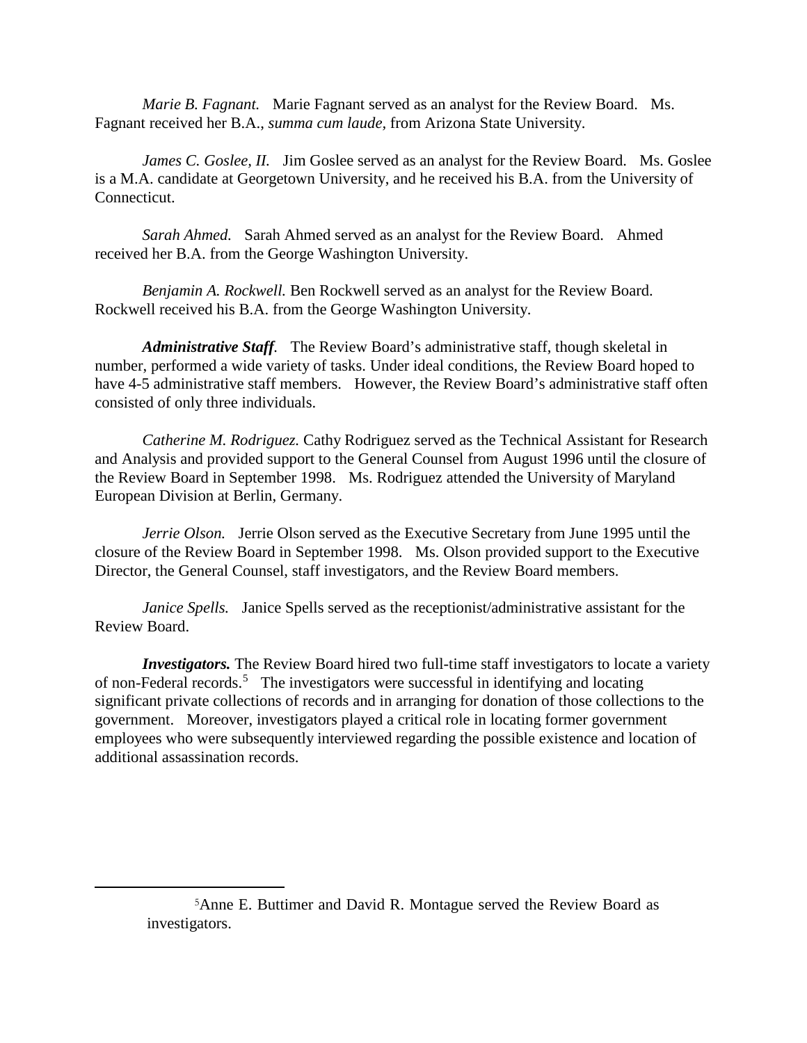*Marie B. Fagnant.* Marie Fagnant served as an analyst for the Review Board. Ms. Fagnant received her B.A., *summa cum laude,* from Arizona State University.

*James C. Goslee, II.* Jim Goslee served as an analyst for the Review Board. Ms. Goslee is a M.A. candidate at Georgetown University, and he received his B.A. from the University of Connecticut.

*Sarah Ahmed.* Sarah Ahmed served as an analyst for the Review Board. Ahmed received her B.A. from the George Washington University.

*Benjamin A. Rockwell.* Ben Rockwell served as an analyst for the Review Board. Rockwell received his B.A. from the George Washington University.

***Administrative Staff*.** The Review Board's administrative staff, though skeletal in number, performed a wide variety of tasks. Under ideal conditions, the Review Board hoped to have 4-5 administrative staff members. However, the Review Board's administrative staff often consisted of only three individuals.

*Catherine M. Rodriguez.* Cathy Rodriguez served as the Technical Assistant for Research and Analysis and provided support to the General Counsel from August 1996 until the closure of the Review Board in September 1998. Ms. Rodriguez attended the University of Maryland European Division at Berlin, Germany.

*Jerrie Olson.* Jerrie Olson served as the Executive Secretary from June 1995 until the closure of the Review Board in September 1998. Ms. Olson provided support to the Executive Director, the General Counsel, staff investigators, and the Review Board members.

*Janice Spells.* Janice Spells served as the receptionist/administrative assistant for the Review Board.

***Investigators.*** The Review Board hired two full-time staff investigators to locate a variety of non-Federal records.[5] The investigators were successful in identifying and locating significant private collections of records and in arranging for donation of those collections to the government. Moreover, investigators played a critical role in locating former government employees who were subsequently interviewed regarding the possible existence and location of additional assassination records.

---

[5]Anne E. Buttimer and David R. Montague served the Review Board as investigators.